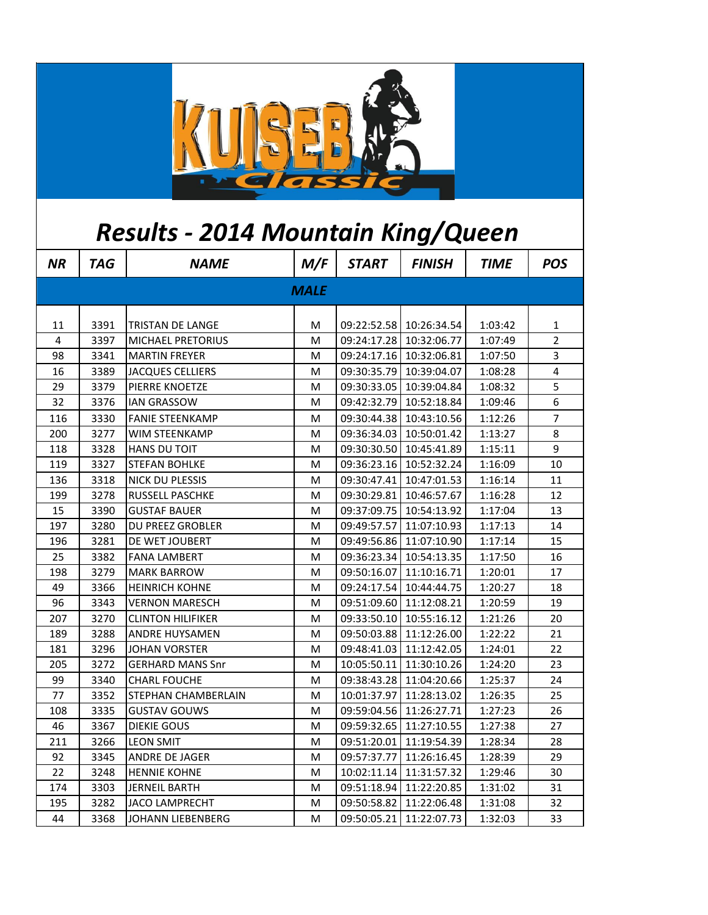# Results - 2014 Mountain King/Queen

| NR | TAG | NAME | M/F | START | FINISH | TIME | POS |
|---|---|---|---|---|---|---|---|
| | | | **MALE** | | | | |
| 11 | 3391 | TRISTAN DE LANGE | M | 09:22:52.58 | 10:26:34.54 | 1:03:42 | 1 |
| 4 | 3397 | MICHAEL PRETORIUS | M | 09:24:17.28 | 10:32:06.77 | 1:07:49 | 2 |
| 98 | 3341 | MARTIN FREYER | M | 09:24:17.16 | 10:32:06.81 | 1:07:50 | 3 |
| 16 | 3389 | JACQUES CELLIERS | M | 09:30:35.79 | 10:39:04.07 | 1:08:28 | 4 |
| 29 | 3379 | PIERRE KNOETZE | M | 09:30:33.05 | 10:39:04.84 | 1:08:32 | 5 |
| 32 | 3376 | IAN GRASSOW | M | 09:42:32.79 | 10:52:18.84 | 1:09:46 | 6 |
| 116 | 3330 | FANIE STEENKAMP | M | 09:30:44.38 | 10:43:10.56 | 1:12:26 | 7 |
| 200 | 3277 | WIM STEENKAMP | M | 09:36:34.03 | 10:50:01.42 | 1:13:27 | 8 |
| 118 | 3328 | HANS DU TOIT | M | 09:30:30.50 | 10:45:41.89 | 1:15:11 | 9 |
| 119 | 3327 | STEFAN BOHLKE | M | 09:36:23.16 | 10:52:32.24 | 1:16:09 | 10 |
| 136 | 3318 | NICK DU PLESSIS | M | 09:30:47.41 | 10:47:01.53 | 1:16:14 | 11 |
| 199 | 3278 | RUSSELL PASCHKE | M | 09:30:29.81 | 10:46:57.67 | 1:16:28 | 12 |
| 15 | 3390 | GUSTAF BAUER | M | 09:37:09.75 | 10:54:13.92 | 1:17:04 | 13 |
| 197 | 3280 | DU PREEZ GROBLER | M | 09:49:57.57 | 11:07:10.93 | 1:17:13 | 14 |
| 196 | 3281 | DE WET JOUBERT | M | 09:49:56.86 | 11:07:10.90 | 1:17:14 | 15 |
| 25 | 3382 | FANA LAMBERT | M | 09:36:23.34 | 10:54:13.35 | 1:17:50 | 16 |
| 198 | 3279 | MARK BARROW | M | 09:50:16.07 | 11:10:16.71 | 1:20:01 | 17 |
| 49 | 3366 | HEINRICH KOHNE | M | 09:24:17.54 | 10:44:44.75 | 1:20:27 | 18 |
| 96 | 3343 | VERNON MARESCH | M | 09:51:09.60 | 11:12:08.21 | 1:20:59 | 19 |
| 207 | 3270 | CLINTON HILIFIKER | M | 09:33:50.10 | 10:55:16.12 | 1:21:26 | 20 |
| 189 | 3288 | ANDRE HUYSAMEN | M | 09:50:03.88 | 11:12:26.00 | 1:22:22 | 21 |
| 181 | 3296 | JOHAN VORSTER | M | 09:48:41.03 | 11:12:42.05 | 1:24:01 | 22 |
| 205 | 3272 | GERHARD MANS Snr | M | 10:05:50.11 | 11:30:10.26 | 1:24:20 | 23 |
| 99 | 3340 | CHARL FOUCHE | M | 09:38:43.28 | 11:04:20.66 | 1:25:37 | 24 |
| 77 | 3352 | STEPHAN CHAMBERLAIN | M | 10:01:37.97 | 11:28:13.02 | 1:26:35 | 25 |
| 108 | 3335 | GUSTAV GOUWS | M | 09:59:04.56 | 11:26:27.71 | 1:27:23 | 26 |
| 46 | 3367 | DIEKIE GOUS | M | 09:59:32.65 | 11:27:10.55 | 1:27:38 | 27 |
| 211 | 3266 | LEON SMIT | M | 09:51:20.01 | 11:19:54.39 | 1:28:34 | 28 |
| 92 | 3345 | ANDRE DE JAGER | M | 09:57:37.77 | 11:26:16.45 | 1:28:39 | 29 |
| 22 | 3248 | HENNIE KOHNE | M | 10:02:11.14 | 11:31:57.32 | 1:29:46 | 30 |
| 174 | 3303 | JERNEIL BARTH | M | 09:51:18.94 | 11:22:20.85 | 1:31:02 | 31 |
| 195 | 3282 | JACO LAMPRECHT | M | 09:50:58.82 | 11:22:06.48 | 1:31:08 | 32 |
| 44 | 3368 | JOHANN LIEBENBERG | M | 09:50:05.21 | 11:22:07.73 | 1:32:03 | 33 |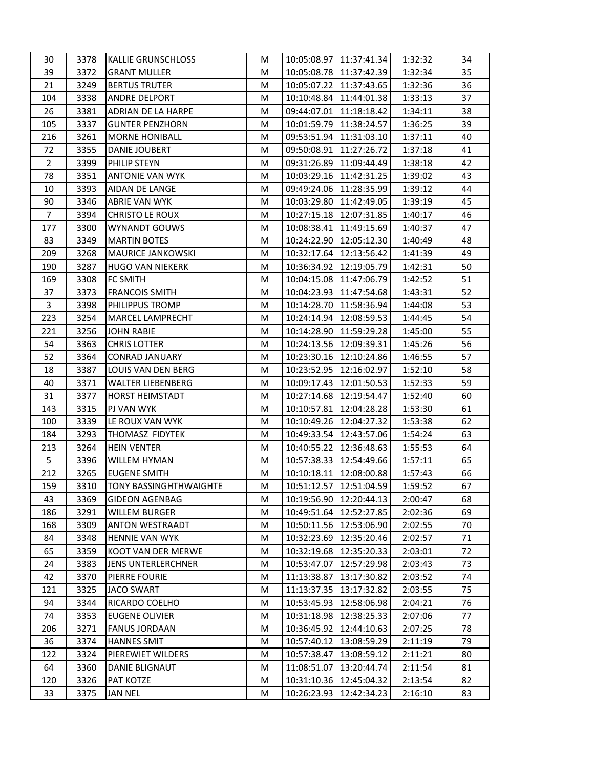| 30 | 3378 | KALLIE GRUNSCHLOSS | M | 10:05:08.97 | 11:37:41.34 | 1:32:32 | 34 |
|---|---|---|---|---|---|---|---|
| 39 | 3372 | GRANT MULLER | M | 10:05:08.78 | 11:37:42.39 | 1:32:34 | 35 |
| 21 | 3249 | BERTUS TRUTER | M | 10:05:07.22 | 11:37:43.65 | 1:32:36 | 36 |
| 104 | 3338 | ANDRE DELPORT | M | 10:10:48.84 | 11:44:01.38 | 1:33:13 | 37 |
| 26 | 3381 | ADRIAN DE LA HARPE | M | 09:44:07.01 | 11:18:18.42 | 1:34:11 | 38 |
| 105 | 3337 | GUNTER PENZHORN | M | 10:01:59.79 | 11:38:24.57 | 1:36:25 | 39 |
| 216 | 3261 | MORNE HONIBALL | M | 09:53:51.94 | 11:31:03.10 | 1:37:11 | 40 |
| 72 | 3355 | DANIE JOUBERT | M | 09:50:08.91 | 11:27:26.72 | 1:37:18 | 41 |
| 2 | 3399 | PHILIP STEYN | M | 09:31:26.89 | 11:09:44.49 | 1:38:18 | 42 |
| 78 | 3351 | ANTONIE VAN WYK | M | 10:03:29.16 | 11:42:31.25 | 1:39:02 | 43 |
| 10 | 3393 | AIDAN DE LANGE | M | 09:49:24.06 | 11:28:35.99 | 1:39:12 | 44 |
| 90 | 3346 | ABRIE VAN WYK | M | 10:03:29.80 | 11:42:49.05 | 1:39:19 | 45 |
| 7 | 3394 | CHRISTO LE ROUX | M | 10:27:15.18 | 12:07:31.85 | 1:40:17 | 46 |
| 177 | 3300 | WYNANDT GOUWS | M | 10:08:38.41 | 11:49:15.69 | 1:40:37 | 47 |
| 83 | 3349 | MARTIN BOTES | M | 10:24:22.90 | 12:05:12.30 | 1:40:49 | 48 |
| 209 | 3268 | MAURICE JANKOWSKI | M | 10:32:17.64 | 12:13:56.42 | 1:41:39 | 49 |
| 190 | 3287 | HUGO VAN NIEKERK | M | 10:36:34.92 | 12:19:05.79 | 1:42:31 | 50 |
| 169 | 3308 | FC SMITH | M | 10:04:15.08 | 11:47:06.79 | 1:42:52 | 51 |
| 37 | 3373 | FRANCOIS SMITH | M | 10:04:23.93 | 11:47:54.68 | 1:43:31 | 52 |
| 3 | 3398 | PHILIPPUS TROMP | M | 10:14:28.70 | 11:58:36.94 | 1:44:08 | 53 |
| 223 | 3254 | MARCEL LAMPRECHT | M | 10:24:14.94 | 12:08:59.53 | 1:44:45 | 54 |
| 221 | 3256 | JOHN RABIE | M | 10:14:28.90 | 11:59:29.28 | 1:45:00 | 55 |
| 54 | 3363 | CHRIS LOTTER | M | 10:24:13.56 | 12:09:39.31 | 1:45:26 | 56 |
| 52 | 3364 | CONRAD JANUARY | M | 10:23:30.16 | 12:10:24.86 | 1:46:55 | 57 |
| 18 | 3387 | LOUIS VAN DEN BERG | M | 10:23:52.95 | 12:16:02.97 | 1:52:10 | 58 |
| 40 | 3371 | WALTER LIEBENBERG | M | 10:09:17.43 | 12:01:50.53 | 1:52:33 | 59 |
| 31 | 3377 | HORST HEIMSTADT | M | 10:27:14.68 | 12:19:54.47 | 1:52:40 | 60 |
| 143 | 3315 | PJ VAN WYK | M | 10:10:57.81 | 12:04:28.28 | 1:53:30 | 61 |
| 100 | 3339 | LE ROUX VAN WYK | M | 10:10:49.26 | 12:04:27.32 | 1:53:38 | 62 |
| 184 | 3293 | THOMASZ FIDYTEK | M | 10:49:33.54 | 12:43:57.06 | 1:54:24 | 63 |
| 213 | 3264 | HEIN VENTER | M | 10:40:55.22 | 12:36:48.63 | 1:55:53 | 64 |
| 5 | 3396 | WILLEM HYMAN | M | 10:57:38.33 | 12:54:49.66 | 1:57:11 | 65 |
| 212 | 3265 | EUGENE SMITH | M | 10:10:18.11 | 12:08:00.88 | 1:57:43 | 66 |
| 159 | 3310 | TONY BASSINGHTHWAIGHTE | M | 10:51:12.57 | 12:51:04.59 | 1:59:52 | 67 |
| 43 | 3369 | GIDEON AGENBAG | M | 10:19:56.90 | 12:20:44.13 | 2:00:47 | 68 |
| 186 | 3291 | WILLEM BURGER | M | 10:49:51.64 | 12:52:27.85 | 2:02:36 | 69 |
| 168 | 3309 | ANTON WESTRAADT | M | 10:50:11.56 | 12:53:06.90 | 2:02:55 | 70 |
| 84 | 3348 | HENNIE VAN WYK | M | 10:32:23.69 | 12:35:20.46 | 2:02:57 | 71 |
| 65 | 3359 | KOOT VAN DER MERWE | M | 10:32:19.68 | 12:35:20.33 | 2:03:01 | 72 |
| 24 | 3383 | JENS UNTERLERCHNER | M | 10:53:47.07 | 12:57:29.98 | 2:03:43 | 73 |
| 42 | 3370 | PIERRE FOURIE | M | 11:13:38.87 | 13:17:30.82 | 2:03:52 | 74 |
| 121 | 3325 | JACO SWART | M | 11:13:37.35 | 13:17:32.82 | 2:03:55 | 75 |
| 94 | 3344 | RICARDO COELHO | M | 10:53:45.93 | 12:58:06.98 | 2:04:21 | 76 |
| 74 | 3353 | EUGENE OLIVIER | M | 10:31:18.98 | 12:38:25.33 | 2:07:06 | 77 |
| 206 | 3271 | FANUS JORDAAN | M | 10:36:45.92 | 12:44:10.63 | 2:07:25 | 78 |
| 36 | 3374 | HANNES SMIT | M | 10:57:40.12 | 13:08:59.29 | 2:11:19 | 79 |
| 122 | 3324 | PIEREWIET WILDERS | M | 10:57:38.47 | 13:08:59.12 | 2:11:21 | 80 |
| 64 | 3360 | DANIE BLIGNAUT | M | 11:08:51.07 | 13:20:44.74 | 2:11:54 | 81 |
| 120 | 3326 | PAT KOTZE | M | 10:31:10.36 | 12:45:04.32 | 2:13:54 | 82 |
| 33 | 3375 | JAN NEL | M | 10:26:23.93 | 12:42:34.23 | 2:16:10 | 83 |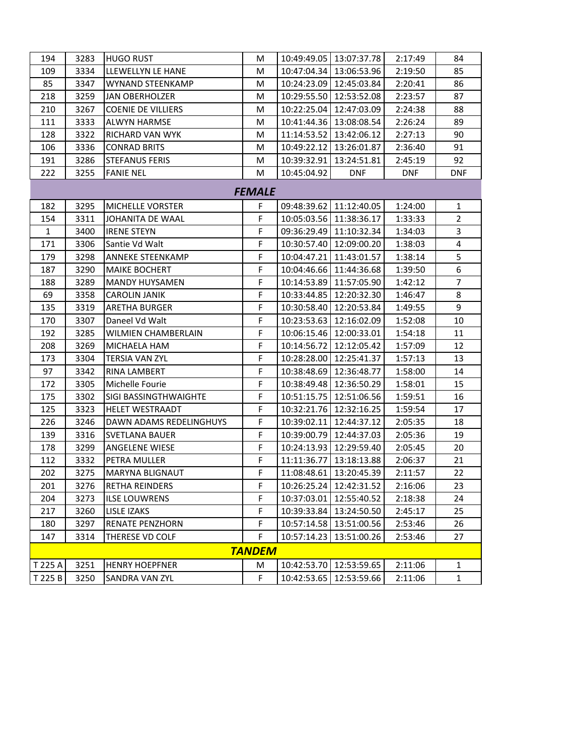| | | | | | | | |
|---|---|---|---|---|---|---|---|
| 194 | 3283 | HUGO RUST | M | 10:49:49.05 | 13:07:37.78 | 2:17:49 | 84 |
| 109 | 3334 | LLEWELLYN LE HANE | M | 10:47:04.34 | 13:06:53.96 | 2:19:50 | 85 |
| 85 | 3347 | WYNAND STEENKAMP | M | 10:24:23.09 | 12:45:03.84 | 2:20:41 | 86 |
| 218 | 3259 | JAN OBERHOLZER | M | 10:29:55.50 | 12:53:52.08 | 2:23:57 | 87 |
| 210 | 3267 | COENIE DE VILLIERS | M | 10:22:25.04 | 12:47:03.09 | 2:24:38 | 88 |
| 111 | 3333 | ALWYN HARMSE | M | 10:41:44.36 | 13:08:08.54 | 2:26:24 | 89 |
| 128 | 3322 | RICHARD VAN WYK | M | 11:14:53.52 | 13:42:06.12 | 2:27:13 | 90 |
| 106 | 3336 | CONRAD BRITS | M | 10:49:22.12 | 13:26:01.87 | 2:36:40 | 91 |
| 191 | 3286 | STEFANUS FERIS | M | 10:39:32.91 | 13:24:51.81 | 2:45:19 | 92 |
| 222 | 3255 | FANIE NEL | M | 10:45:04.92 | DNF | DNF | DNF |
| | | | ***FEMALE*** | | | | |
| 182 | 3295 | MICHELLE VORSTER | F | 09:48:39.62 | 11:12:40.05 | 1:24:00 | 1 |
| 154 | 3311 | JOHANITA DE WAAL | F | 10:05:03.56 | 11:38:36.17 | 1:33:33 | 2 |
| 1 | 3400 | IRENE STEYN | F | 09:36:29.49 | 11:10:32.34 | 1:34:03 | 3 |
| 171 | 3306 | Santie Vd Walt | F | 10:30:57.40 | 12:09:00.20 | 1:38:03 | 4 |
| 179 | 3298 | ANNEKE STEENKAMP | F | 10:04:47.21 | 11:43:01.57 | 1:38:14 | 5 |
| 187 | 3290 | MAIKE BOCHERT | F | 10:04:46.66 | 11:44:36.68 | 1:39:50 | 6 |
| 188 | 3289 | MANDY HUYSAMEN | F | 10:14:53.89 | 11:57:05.90 | 1:42:12 | 7 |
| 69 | 3358 | CAROLIN JANIK | F | 10:33:44.85 | 12:20:32.30 | 1:46:47 | 8 |
| 135 | 3319 | ARETHA BURGER | F | 10:30:58.40 | 12:20:53.84 | 1:49:55 | 9 |
| 170 | 3307 | Daneel Vd Walt | F | 10:23:53.63 | 12:16:02.09 | 1:52:08 | 10 |
| 192 | 3285 | WILMIEN CHAMBERLAIN | F | 10:06:15.46 | 12:00:33.01 | 1:54:18 | 11 |
| 208 | 3269 | MICHAELA HAM | F | 10:14:56.72 | 12:12:05.42 | 1:57:09 | 12 |
| 173 | 3304 | TERSIA VAN ZYL | F | 10:28:28.00 | 12:25:41.37 | 1:57:13 | 13 |
| 97 | 3342 | RINA LAMBERT | F | 10:38:48.69 | 12:36:48.77 | 1:58:00 | 14 |
| 172 | 3305 | Michelle Fourie | F | 10:38:49.48 | 12:36:50.29 | 1:58:01 | 15 |
| 175 | 3302 | SIGI BASSINGTHWAIGHTE | F | 10:51:15.75 | 12:51:06.56 | 1:59:51 | 16 |
| 125 | 3323 | HELET WESTRAADT | F | 10:32:21.76 | 12:32:16.25 | 1:59:54 | 17 |
| 226 | 3246 | DAWN ADAMS REDELINGHUYS | F | 10:39:02.11 | 12:44:37.12 | 2:05:35 | 18 |
| 139 | 3316 | SVETLANA BAUER | F | 10:39:00.79 | 12:44:37.03 | 2:05:36 | 19 |
| 178 | 3299 | ANGELENE WIESE | F | 10:24:13.93 | 12:29:59.40 | 2:05:45 | 20 |
| 112 | 3332 | PETRA MULLER | F | 11:11:36.77 | 13:18:13.88 | 2:06:37 | 21 |
| 202 | 3275 | MARYNA BLIGNAUT | F | 11:08:48.61 | 13:20:45.39 | 2:11:57 | 22 |
| 201 | 3276 | RETHA REINDERS | F | 10:26:25.24 | 12:42:31.52 | 2:16:06 | 23 |
| 204 | 3273 | ILSE LOUWRENS | F | 10:37:03.01 | 12:55:40.52 | 2:18:38 | 24 |
| 217 | 3260 | LISLE IZAKS | F | 10:39:33.84 | 13:24:50.50 | 2:45:17 | 25 |
| 180 | 3297 | RENATE PENZHORN | F | 10:57:14.58 | 13:51:00.56 | 2:53:46 | 26 |
| 147 | 3314 | THERESE VD COLF | F | 10:57:14.23 | 13:51:00.26 | 2:53:46 | 27 |
| | | | ***TANDEM*** | | | | |
| T 225 A | 3251 | HENRY HOEPFNER | M | 10:42:53.70 | 12:53:59.65 | 2:11:06 | 1 |
| T 225 B | 3250 | SANDRA VAN ZYL | F | 10:42:53.65 | 12:53:59.66 | 2:11:06 | 1 |